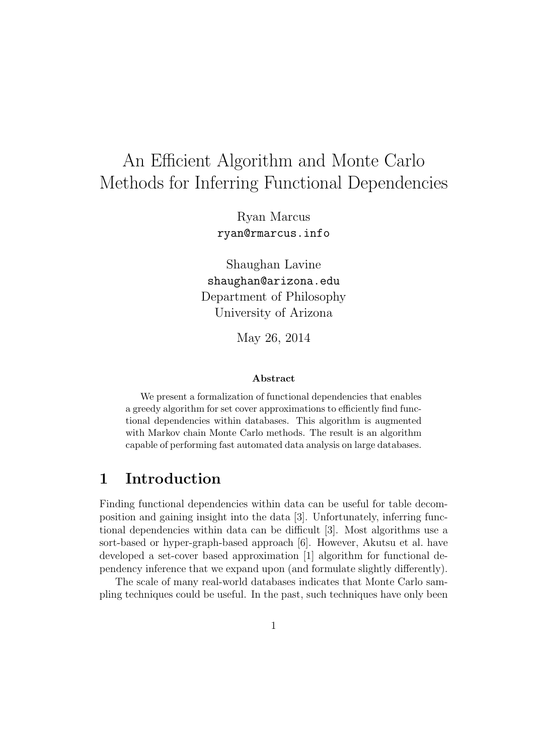# An Efficient Algorithm and Monte Carlo Methods for Inferring Functional Dependencies

Ryan Marcus
ryan@rmarcus.info

Shaughan Lavine
shaughan@arizona.edu
Department of Philosophy
University of Arizona

May 26, 2014

**Abstract**

We present a formalization of functional dependencies that enables a greedy algorithm for set cover approximations to efficiently find functional dependencies within databases. This algorithm is augmented with Markov chain Monte Carlo methods. The result is an algorithm capable of performing fast automated data analysis on large databases.

## 1 Introduction

Finding functional dependencies within data can be useful for table decomposition and gaining insight into the data [3]. Unfortunately, inferring functional dependencies within data can be difficult [3]. Most algorithms use a sort-based or hyper-graph-based approach [6]. However, Akutsu et al. have developed a set-cover based approximation [1] algorithm for functional dependency inference that we expand upon (and formulate slightly differently).

The scale of many real-world databases indicates that Monte Carlo sampling techniques could be useful. In the past, such techniques have only been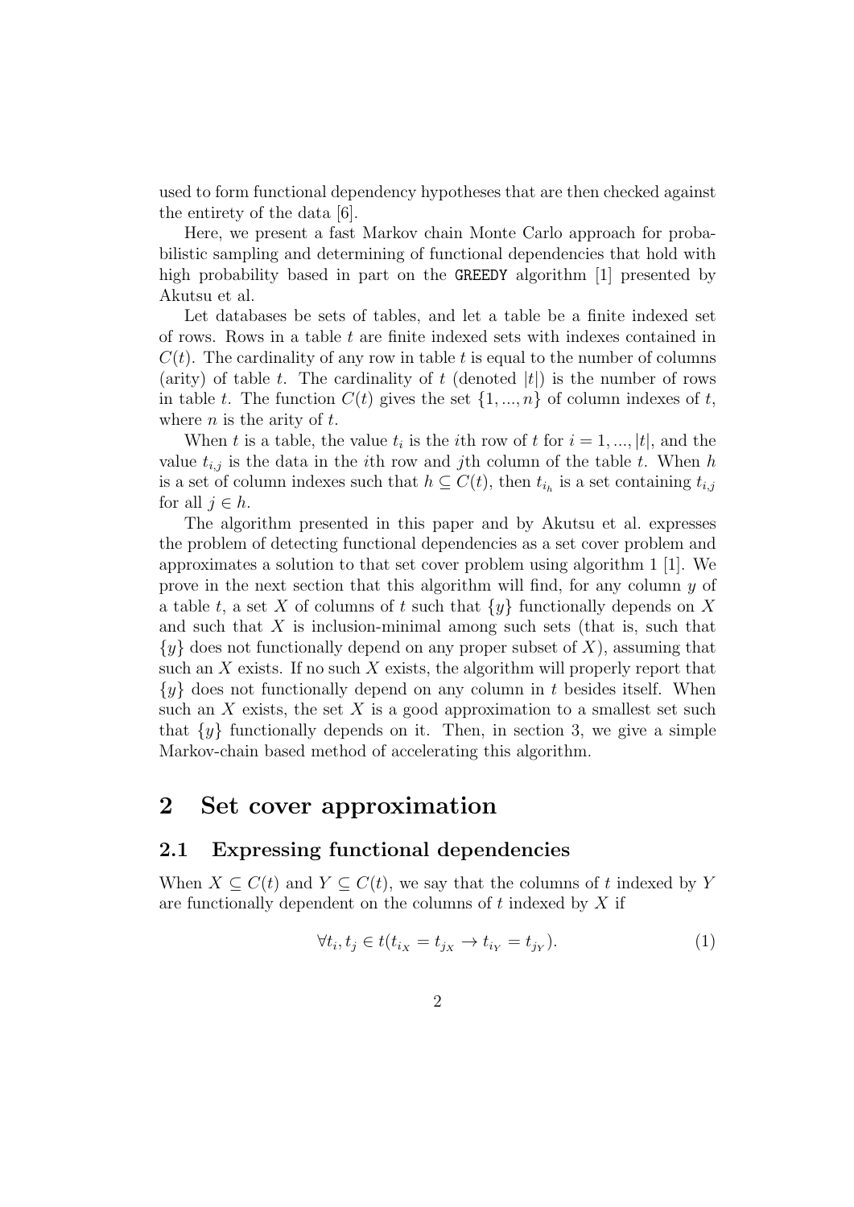used to form functional dependency hypotheses that are then checked against the entirety of the data [6].

Here, we present a fast Markov chain Monte Carlo approach for probabilistic sampling and determining of functional dependencies that hold with high probability based in part on the `GREEDY` algorithm [1] presented by Akutsu et al.

Let databases be sets of tables, and let a table be a finite indexed set of rows. Rows in a table $t$ are finite indexed sets with indexes contained in $C(t)$. The cardinality of any row in table $t$ is equal to the number of columns (arity) of table $t$. The cardinality of $t$ (denoted $|t|$) is the number of rows in table $t$. The function $C(t)$ gives the set $\{1, ..., n\}$ of column indexes of $t$, where $n$ is the arity of $t$.

When $t$ is a table, the value $t_i$ is the $i$th row of $t$ for $i = 1, ..., |t|$, and the value $t_{i,j}$ is the data in the $i$th row and $j$th column of the table $t$. When $h$ is a set of column indexes such that $h \subseteq C(t)$, then $t_{i_h}$ is a set containing $t_{i,j}$ for all $j \in h$.

The algorithm presented in this paper and by Akutsu et al. expresses the problem of detecting functional dependencies as a set cover problem and approximates a solution to that set cover problem using algorithm 1 [1]. We prove in the next section that this algorithm will find, for any column $y$ of a table $t$, a set $X$ of columns of $t$ such that $\{y\}$ functionally depends on $X$ and such that $X$ is inclusion-minimal among such sets (that is, such that $\{y\}$ does not functionally depend on any proper subset of $X$), assuming that such an $X$ exists. If no such $X$ exists, the algorithm will properly report that $\{y\}$ does not functionally depend on any column in $t$ besides itself. When such an $X$ exists, the set $X$ is a good approximation to a smallest set such that $\{y\}$ functionally depends on it. Then, in section 3, we give a simple Markov-chain based method of accelerating this algorithm.

# 2 Set cover approximation

## 2.1 Expressing functional dependencies

When $X \subseteq C(t)$ and $Y \subseteq C(t)$, we say that the columns of $t$ indexed by $Y$ are functionally dependent on the columns of $t$ indexed by $X$ if

$$\forall t_i, t_j \in t(t_{i_X} = t_{j_X} \rightarrow t_{i_Y} = t_{j_Y}). \tag{1}$$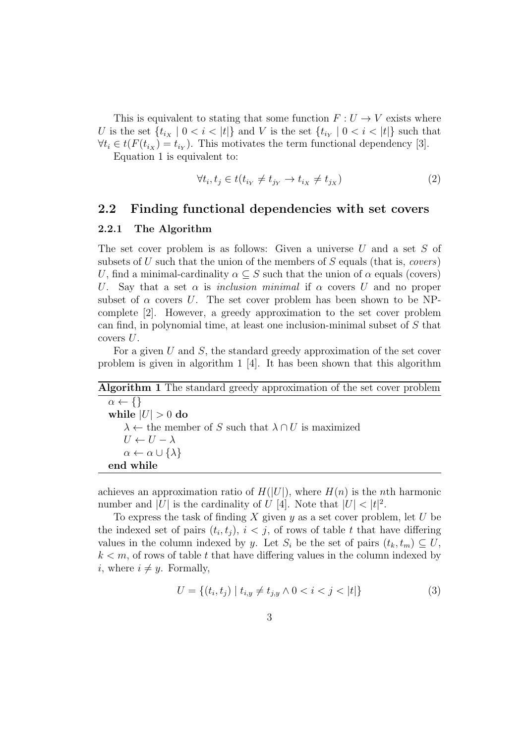This is equivalent to stating that some function $F : U \to V$ exists where $U$ is the set $\{t_{i_X} \mid 0 < i < |t|\}$ and $V$ is the set $\{t_{i_Y} \mid 0 < i < |t|\}$ such that $\forall t_i \in t(F(t_{i_X}) = t_{i_Y})$. This motivates the term functional dependency [3].

Equation 1 is equivalent to:

$$\forall t_i, t_j \in t(t_{i_Y} \neq t_{j_Y} \to t_{i_X} \neq t_{j_X}) \tag{2}$$

## 2.2 Finding functional dependencies with set covers

### 2.2.1 The Algorithm

The set cover problem is as follows: Given a universe $U$ and a set $S$ of subsets of $U$ such that the union of the members of $S$ equals (that is, *covers*) $U$, find a minimal-cardinality $\alpha \subseteq S$ such that the union of $\alpha$ equals (covers) $U$. Say that a set $\alpha$ is *inclusion minimal* if $\alpha$ covers $U$ and no proper subset of $\alpha$ covers $U$. The set cover problem has been shown to be NP-complete [2]. However, a greedy approximation to the set cover problem can find, in polynomial time, at least one inclusion-minimal subset of $S$ that covers $U$.

For a given $U$ and $S$, the standard greedy approximation of the set cover problem is given in algorithm 1 [4]. It has been shown that this algorithm

**Algorithm 1** The standard greedy approximation of the set cover problem

```
α ← {}
while |U| > 0 do
    λ ← the member of S such that λ ∩ U is maximized
    U ← U − λ
    α ← α ∪ {λ}
end while
```

achieves an approximation ratio of $H(|U|)$, where $H(n)$ is the $n$th harmonic number and $|U|$ is the cardinality of $U$ [4]. Note that $|U| < |t|^2$.

To express the task of finding $X$ given $y$ as a set cover problem, let $U$ be the indexed set of pairs $(t_i, t_j)$, $i < j$, of rows of table $t$ that have differing values in the column indexed by $y$. Let $S_i$ be the set of pairs $(t_k, t_m) \subseteq U$, $k < m$, of rows of table $t$ that have differing values in the column indexed by $i$, where $i \neq y$. Formally,

$$U = \{(t_i, t_j) \mid t_{i,y} \neq t_{j,y} \wedge 0 < i < j < |t|\} \tag{3}$$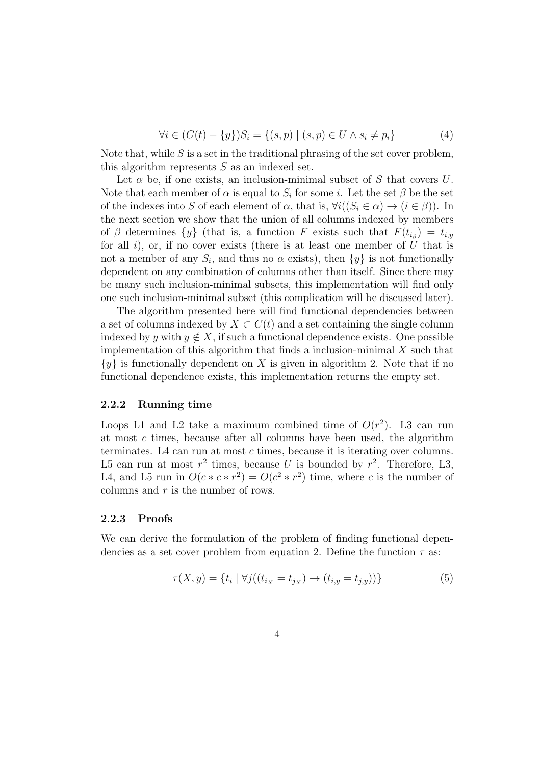$$\forall i \in (C(t) - \{y\}) S_i = \{(s,p) \mid (s,p) \in U \wedge s_i \neq p_i\} \tag{4}$$

Note that, while $S$ is a set in the traditional phrasing of the set cover problem, this algorithm represents $S$ as an indexed set.

Let $\alpha$ be, if one exists, an inclusion-minimal subset of $S$ that covers $U$. Note that each member of $\alpha$ is equal to $S_i$ for some $i$. Let the set $\beta$ be the set of the indexes into $S$ of each element of $\alpha$, that is, $\forall i((S_i \in \alpha) \rightarrow (i \in \beta))$. In the next section we show that the union of all columns indexed by members of $\beta$ determines $\{y\}$ (that is, a function $F$ exists such that $F(t_{i_\beta}) = t_{i,y}$ for all $i$), or, if no cover exists (there is at least one member of $U$ that is not a member of any $S_i$, and thus no $\alpha$ exists), then $\{y\}$ is not functionally dependent on any combination of columns other than itself. Since there may be many such inclusion-minimal subsets, this implementation will find only one such inclusion-minimal subset (this complication will be discussed later).

The algorithm presented here will find functional dependencies between a set of columns indexed by $X \subset C(t)$ and a set containing the single column indexed by $y$ with $y \notin X$, if such a functional dependence exists. One possible implementation of this algorithm that finds a inclusion-minimal $X$ such that $\{y\}$ is functionally dependent on $X$ is given in algorithm 2. Note that if no functional dependence exists, this implementation returns the empty set.

### 2.2.2 Running time

Loops L1 and L2 take a maximum combined time of $O(r^2)$. L3 can run at most $c$ times, because after all columns have been used, the algorithm terminates. L4 can run at most $c$ times, because it is iterating over columns. L5 can run at most $r^2$ times, because $U$ is bounded by $r^2$. Therefore, L3, L4, and L5 run in $O(c * c * r^2) = O(c^2 * r^2)$ time, where $c$ is the number of columns and $r$ is the number of rows.

### 2.2.3 Proofs

We can derive the formulation of the problem of finding functional dependencies as a set cover problem from equation 2. Define the function $\tau$ as:

$$\tau(X, y) = \{t_i \mid \forall j((t_{i_X} = t_{j_X}) \rightarrow (t_{i,y} = t_{j,y}))\} \tag{5}$$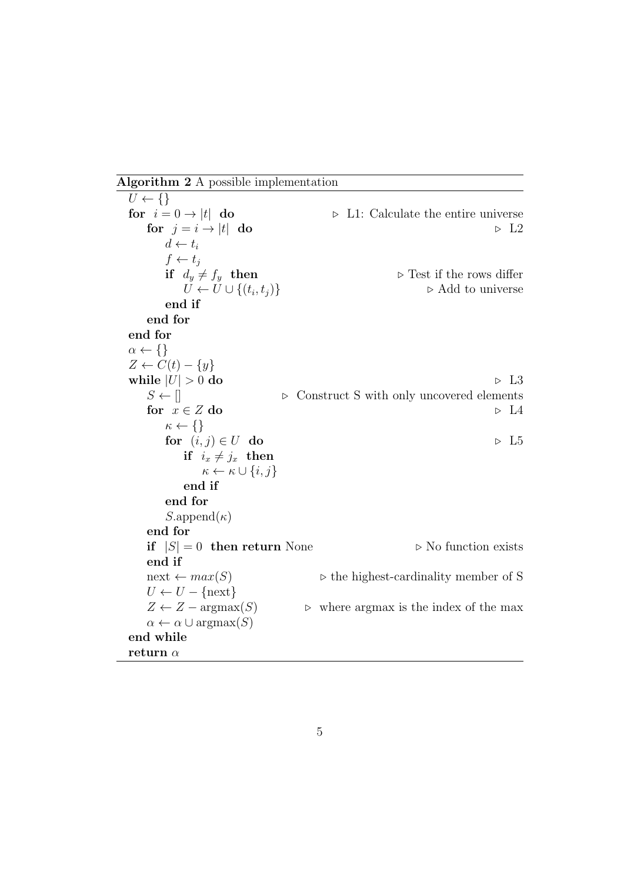**Algorithm 2** A possible implementation

```
U ← {}
for i = 0 → |t| do                                  ▷ L1: Calculate the entire universe
    for j = i → |t| do                              ▷ L2
        d ← t_i
        f ← t_j
        if d_y ≠ f_y then                           ▷ Test if the rows differ
            U ← U ∪ {(t_i, t_j)}                    ▷ Add to universe
        end if
    end for
end for
α ← {}
Z ← C(t) − {y}
while |U| > 0 do                                    ▷ L3
    S ← []                                          ▷ Construct S with only uncovered elements
    for x ∈ Z do                                    ▷ L4
        κ ← {}
        for (i, j) ∈ U do                           ▷ L5
            if i_x ≠ j_x then
                κ ← κ ∪ {i, j}
            end if
        end for
        S.append(κ)
    end for
    if |S| = 0 then return None                     ▷ No function exists
    end if
    next ← max(S)                                   ▷ the highest-cardinality member of S
    U ← U − {next}
    Z ← Z − argmax(S)                               ▷ where argmax is the index of the max
    α ← α ∪ argmax(S)
end while
return α
```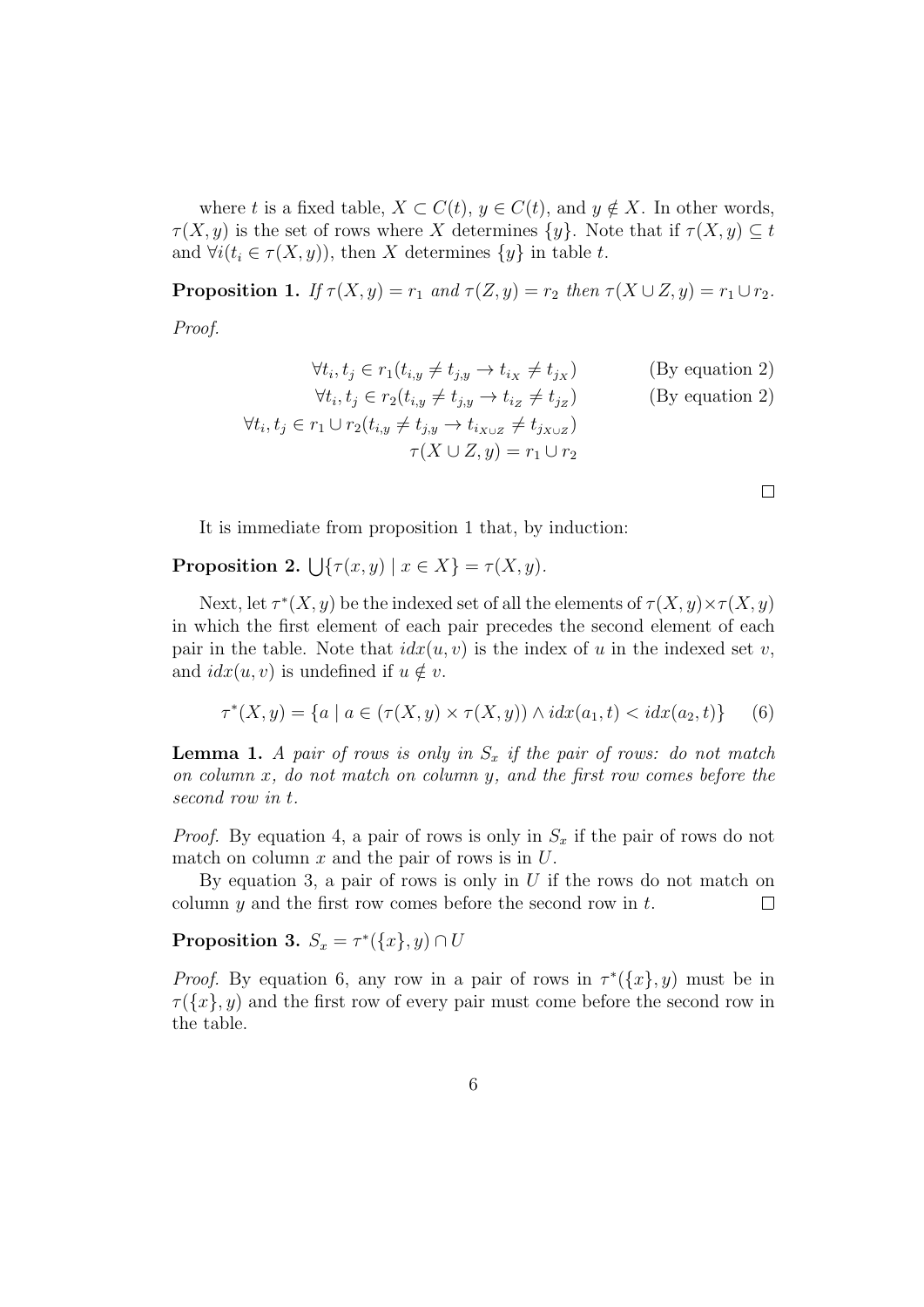where $t$ is a fixed table, $X \subset C(t)$, $y \in C(t)$, and $y \notin X$. In other words, $\tau(X, y)$ is the set of rows where $X$ determines $\{y\}$. Note that if $\tau(X, y) \subseteq t$ and $\forall i(t_i \in \tau(X, y))$, then $X$ determines $\{y\}$ in table $t$.

**Proposition 1.** *If $\tau(X, y) = r_1$ and $\tau(Z, y) = r_2$ then $\tau(X \cup Z, y) = r_1 \cup r_2$.*

*Proof.*

$$\begin{aligned}
\forall t_i, t_j \in r_1(t_{i,y} \neq t_{j,y} \rightarrow t_{i_X} \neq t_{j_X}) & \qquad \text{(By equation 2)} \\
\forall t_i, t_j \in r_2(t_{i,y} \neq t_{j,y} \rightarrow t_{i_Z} \neq t_{j_Z}) & \qquad \text{(By equation 2)} \\
\forall t_i, t_j \in r_1 \cup r_2(t_{i,y} \neq t_{j,y} \rightarrow t_{i_{X \cup Z}} \neq t_{j_{X \cup Z}}) & \\
\tau(X \cup Z, y) = r_1 \cup r_2 &
\end{aligned}$$

□

It is immediate from proposition 1 that, by induction:

**Proposition 2.** $\bigcup\{\tau(x, y) \mid x \in X\} = \tau(X, y)$.

Next, let $\tau^*(X, y)$ be the indexed set of all the elements of $\tau(X, y) \times \tau(X, y)$ in which the first element of each pair precedes the second element of each pair in the table. Note that $idx(u, v)$ is the index of $u$ in the indexed set $v$, and $idx(u, v)$ is undefined if $u \notin v$.

$$\tau^*(X, y) = \{a \mid a \in (\tau(X, y) \times \tau(X, y)) \wedge idx(a_1, t) < idx(a_2, t)\} \qquad (6)$$

**Lemma 1.** *A pair of rows is only in $S_x$ if the pair of rows: do not match on column $x$, do not match on column $y$, and the first row comes before the second row in $t$.*

*Proof.* By equation 4, a pair of rows is only in $S_x$ if the pair of rows do not match on column $x$ and the pair of rows is in $U$.

By equation 3, a pair of rows is only in $U$ if the rows do not match on column $y$ and the first row comes before the second row in $t$. □

**Proposition 3.** $S_x = \tau^*(\{x\}, y) \cap U$

*Proof.* By equation 6, any row in a pair of rows in $\tau^*(\{x\}, y)$ must be in $\tau(\{x\}, y)$ and the first row of every pair must come before the second row in the table.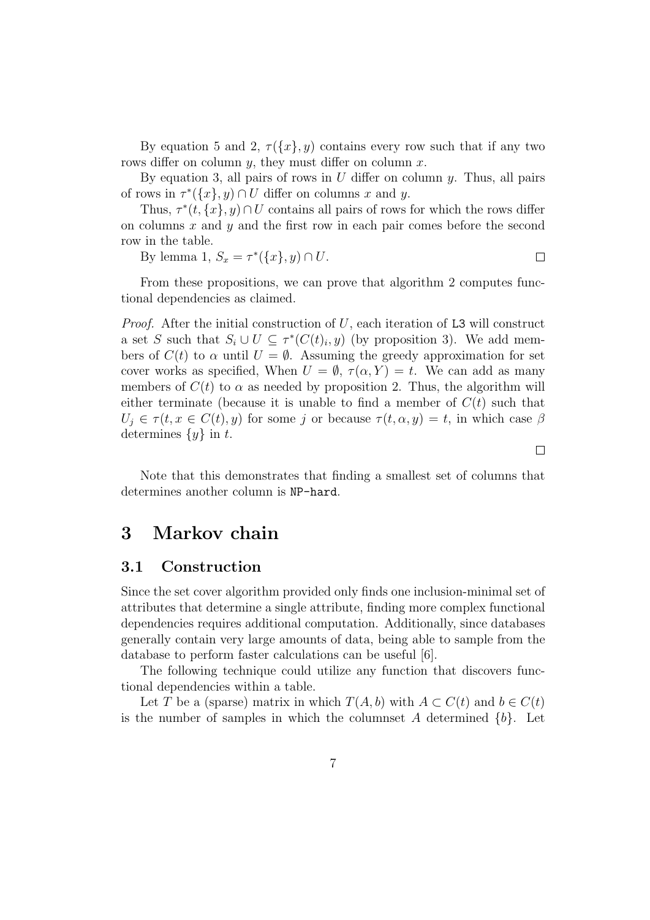By equation 5 and 2, $\tau(\{x\}, y)$ contains every row such that if any two rows differ on column $y$, they must differ on column $x$.

By equation 3, all pairs of rows in $U$ differ on column $y$. Thus, all pairs of rows in $\tau^*(\{x\}, y) \cap U$ differ on columns $x$ and $y$.

Thus, $\tau^*(t, \{x\}, y) \cap U$ contains all pairs of rows for which the rows differ on columns $x$ and $y$ and the first row in each pair comes before the second row in the table.

By lemma 1, $S_x = \tau^*(\{x\}, y) \cap U$. $\square$

From these propositions, we can prove that algorithm 2 computes functional dependencies as claimed.

*Proof.* After the initial construction of $U$, each iteration of `L3` will construct a set $S$ such that $S_i \cup U \subseteq \tau^*(C(t)_i, y)$ (by proposition 3). We add members of $C(t)$ to $\alpha$ until $U = \emptyset$. Assuming the greedy approximation for set cover works as specified, When $U = \emptyset$, $\tau(\alpha, Y) = t$. We can add as many members of $C(t)$ to $\alpha$ as needed by proposition 2. Thus, the algorithm will either terminate (because it is unable to find a member of $C(t)$ such that $U_j \in \tau(t, x \in C(t), y)$ for some $j$ or because $\tau(t, \alpha, y) = t$, in which case $\beta$ determines $\{y\}$ in $t$.

$\square$

Note that this demonstrates that finding a smallest set of columns that determines another column is `NP-hard`.

# 3 Markov chain

## 3.1 Construction

Since the set cover algorithm provided only finds one inclusion-minimal set of attributes that determine a single attribute, finding more complex functional dependencies requires additional computation. Additionally, since databases generally contain very large amounts of data, being able to sample from the database to perform faster calculations can be useful [6].

The following technique could utilize any function that discovers functional dependencies within a table.

Let $T$ be a (sparse) matrix in which $T(A, b)$ with $A \subset C(t)$ and $b \in C(t)$ is the number of samples in which the columnset $A$ determined $\{b\}$. Let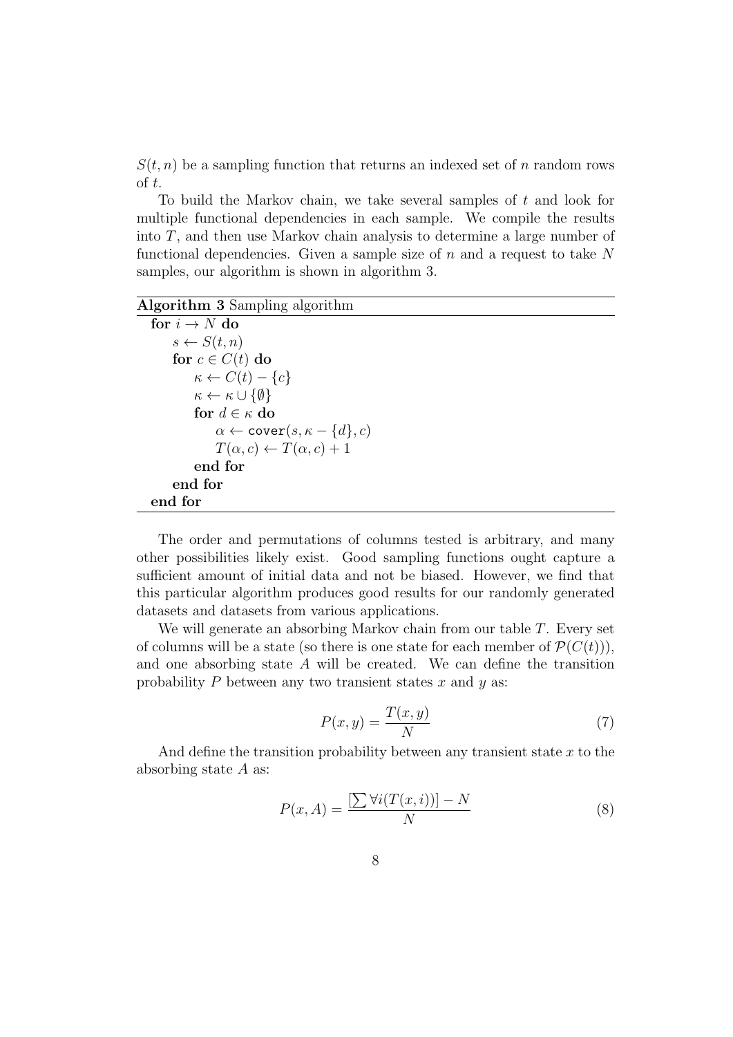$S(t, n)$ be a sampling function that returns an indexed set of $n$ random rows of $t$.

To build the Markov chain, we take several samples of $t$ and look for multiple functional dependencies in each sample. We compile the results into $T$, and then use Markov chain analysis to determine a large number of functional dependencies. Given a sample size of $n$ and a request to take $N$ samples, our algorithm is shown in algorithm 3.

**Algorithm 3** Sampling algorithm

```
for i → N do
    s ← S(t, n)
    for c ∈ C(t) do
        κ ← C(t) − {c}
        κ ← κ ∪ {∅}
        for d ∈ κ do
            α ← cover(s, κ − {d}, c)
            T(α, c) ← T(α, c) + 1
        end for
    end for
end for
```

The order and permutations of columns tested is arbitrary, and many other possibilities likely exist. Good sampling functions ought capture a sufficient amount of initial data and not be biased. However, we find that this particular algorithm produces good results for our randomly generated datasets and datasets from various applications.

We will generate an absorbing Markov chain from our table $T$. Every set of columns will be a state (so there is one state for each member of $\mathcal{P}(C(t))$), and one absorbing state $A$ will be created. We can define the transition probability $P$ between any two transient states $x$ and $y$ as:

$$P(x, y) = \frac{T(x, y)}{N} \tag{7}$$

And define the transition probability between any transient state $x$ to the absorbing state $A$ as:

$$P(x, A) = \frac{[\sum \forall i(T(x, i))] - N}{N} \tag{8}$$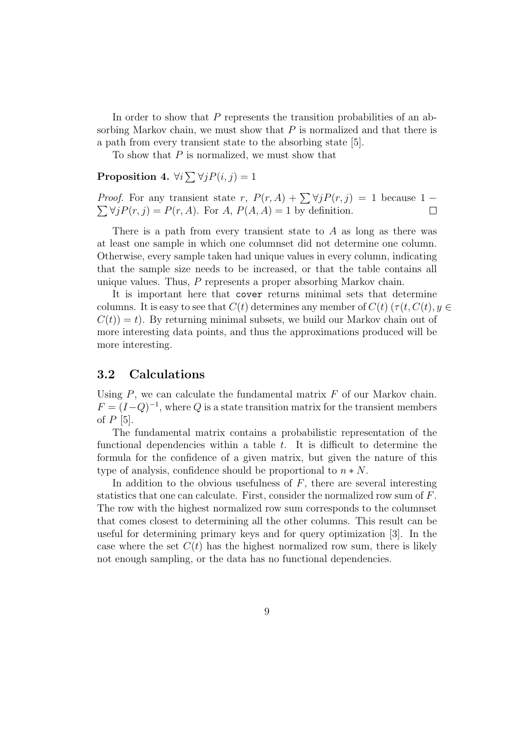In order to show that $P$ represents the transition probabilities of an absorbing Markov chain, we must show that $P$ is normalized and that there is a path from every transient state to the absorbing state [5].

To show that $P$ is normalized, we must show that

**Proposition 4.** $\forall i \sum \forall j P(i,j) = 1$

*Proof.* For any transient state $r$, $P(r,A) + \sum \forall j P(r,j) = 1$ because $1 - \sum \forall j P(r,j) = P(r,A)$. For $A$, $P(A,A) = 1$ by definition. □

There is a path from every transient state to $A$ as long as there was at least one sample in which one columnset did not determine one column. Otherwise, every sample taken had unique values in every column, indicating that the sample size needs to be increased, or that the table contains all unique values. Thus, $P$ represents a proper absorbing Markov chain.

It is important here that `cover` returns minimal sets that determine columns. It is easy to see that $C(t)$ determines any member of $C(t)$ ($\tau(t, C(t), y \in C(t)) = t$). By returning minimal subsets, we build our Markov chain out of more interesting data points, and thus the approximations produced will be more interesting.

## 3.2 Calculations

Using $P$, we can calculate the fundamental matrix $F$ of our Markov chain. $F = (I - Q)^{-1}$, where $Q$ is a state transition matrix for the transient members of $P$ [5].

The fundamental matrix contains a probabilistic representation of the functional dependencies within a table $t$. It is difficult to determine the formula for the confidence of a given matrix, but given the nature of this type of analysis, confidence should be proportional to $n * N$.

In addition to the obvious usefulness of $F$, there are several interesting statistics that one can calculate. First, consider the normalized row sum of $F$. The row with the highest normalized row sum corresponds to the columnset that comes closest to determining all the other columns. This result can be useful for determining primary keys and for query optimization [3]. In the case where the set $C(t)$ has the highest normalized row sum, there is likely not enough sampling, or the data has no functional dependencies.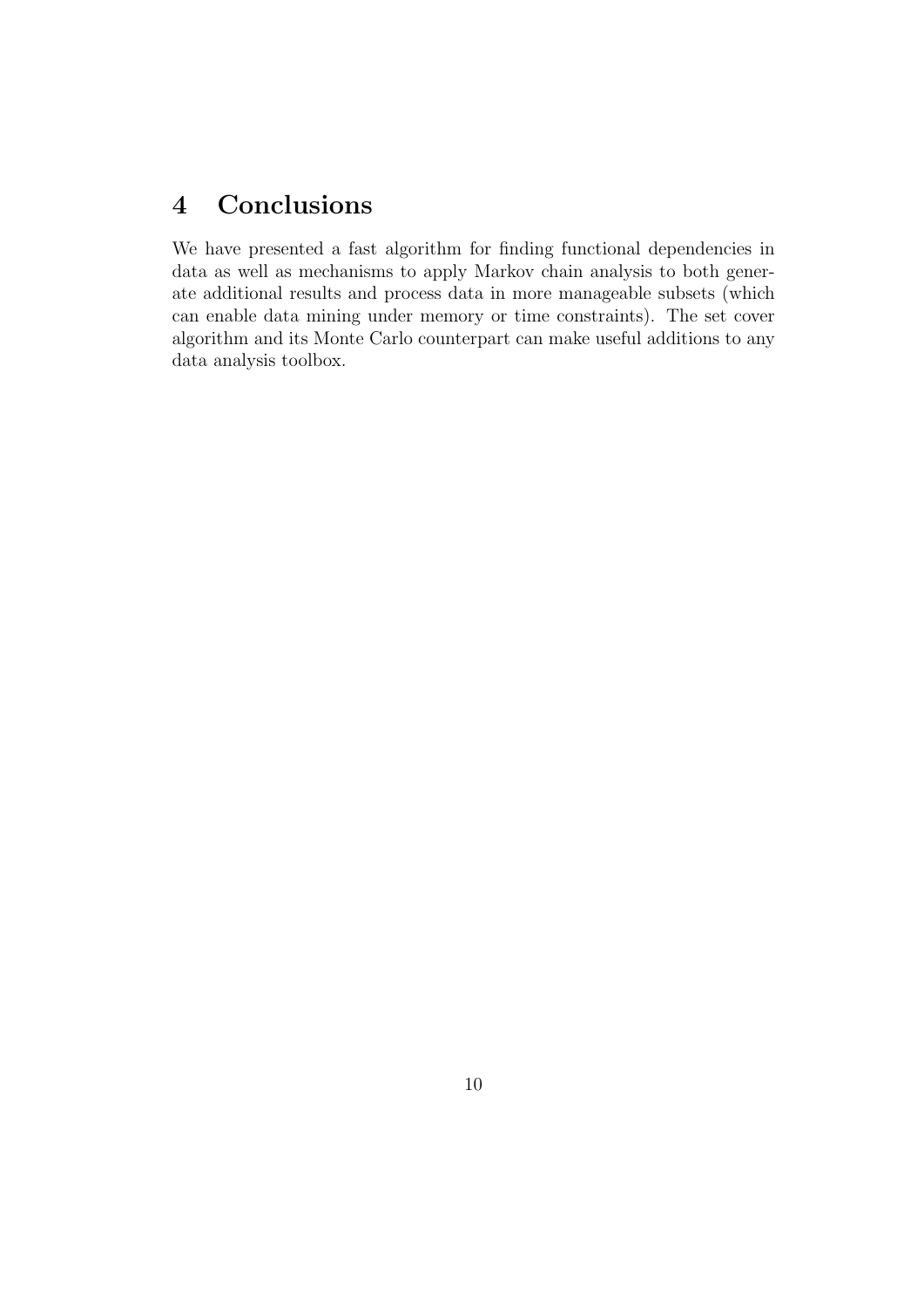## 4 Conclusions

We have presented a fast algorithm for finding functional dependencies in data as well as mechanisms to apply Markov chain analysis to both generate additional results and process data in more manageable subsets (which can enable data mining under memory or time constraints). The set cover algorithm and its Monte Carlo counterpart can make useful additions to any data analysis toolbox.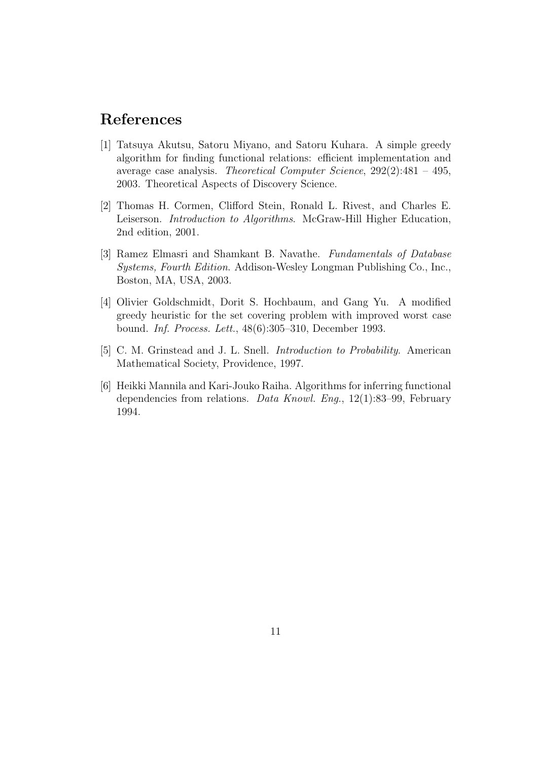## References

[1] Tatsuya Akutsu, Satoru Miyano, and Satoru Kuhara. A simple greedy algorithm for finding functional relations: efficient implementation and average case analysis. *Theoretical Computer Science*, 292(2):481 – 495, 2003. Theoretical Aspects of Discovery Science.

[2] Thomas H. Cormen, Clifford Stein, Ronald L. Rivest, and Charles E. Leiserson. *Introduction to Algorithms*. McGraw-Hill Higher Education, 2nd edition, 2001.

[3] Ramez Elmasri and Shamkant B. Navathe. *Fundamentals of Database Systems, Fourth Edition*. Addison-Wesley Longman Publishing Co., Inc., Boston, MA, USA, 2003.

[4] Olivier Goldschmidt, Dorit S. Hochbaum, and Gang Yu. A modified greedy heuristic for the set covering problem with improved worst case bound. *Inf. Process. Lett.*, 48(6):305–310, December 1993.

[5] C. M. Grinstead and J. L. Snell. *Introduction to Probability*. American Mathematical Society, Providence, 1997.

[6] Heikki Mannila and Kari-Jouko Raiha. Algorithms for inferring functional dependencies from relations. *Data Knowl. Eng.*, 12(1):83–99, February 1994.